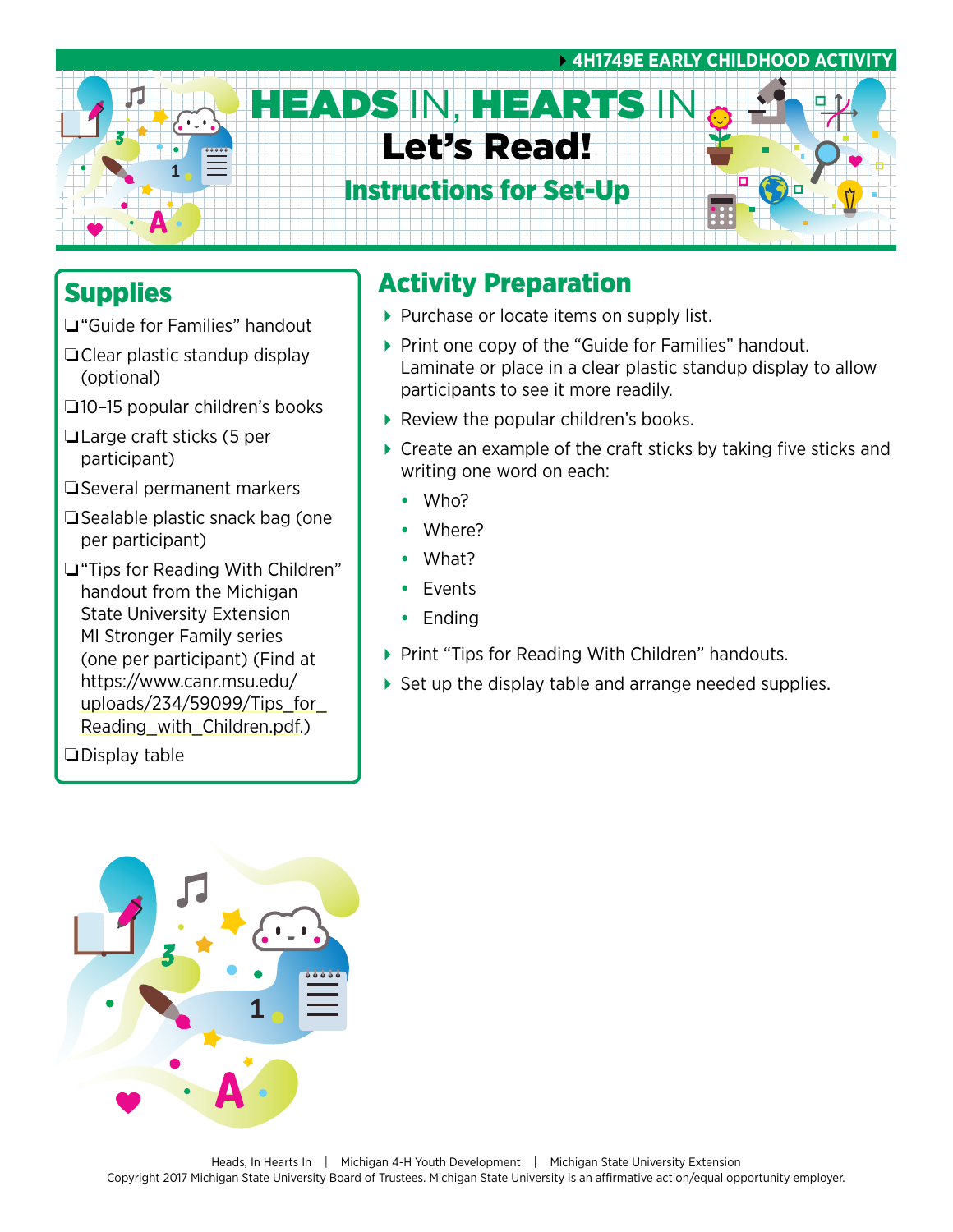4H1749E EARLY CHILDHOOD ACTIVITY

# HEADS IN, HEARTS IN

# Let's Read!

## Instructions for Set-Up

## Supplies

- ❏ "Guide for Families" handout
- ❏ Clear plastic standup display (optional)
- ❏ 10–15 popular children's books
- ❏ Large craft sticks (5 per participant)
- ❏ Several permanent markers
- ❏ Sealable plastic snack bag (one per participant)
- ❏ "Tips for Reading With Children" handout from the Michigan State University Extension MI Stronger Family series (one per participant) (Find at https://www.canr.msu.edu/uploads/234/59099/Tips_for_Reading_with_Children.pdf.)
- ❏ Display table

## Activity Preparation

- Purchase or locate items on supply list.
- Print one copy of the "Guide for Families" handout. Laminate or place in a clear plastic standup display to allow participants to see it more readily.
- Review the popular children's books.
- Create an example of the craft sticks by taking five sticks and writing one word on each:
  - Who?
  - Where?
  - What?
  - Events
  - Ending
- Print "Tips for Reading With Children" handouts.
- Set up the display table and arrange needed supplies.

Heads, In Hearts In | Michigan 4-H Youth Development | Michigan State University Extension
Copyright 2017 Michigan State University Board of Trustees. Michigan State University is an affirmative action/equal opportunity employer.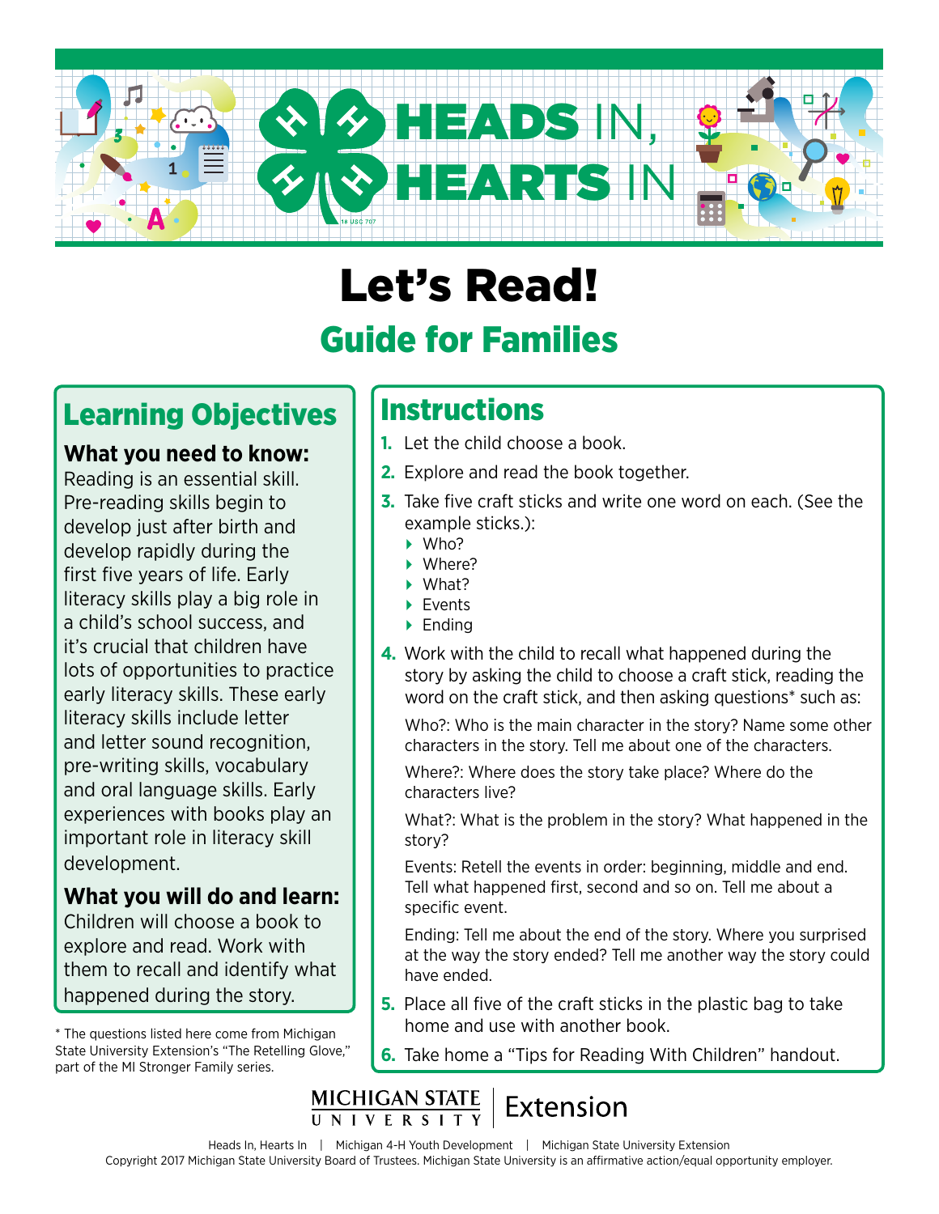# HEADS IN, HEARTS IN

# Let's Read!

## Guide for Families

## Learning Objectives

### What you need to know:

Reading is an essential skill. Pre-reading skills begin to develop just after birth and develop rapidly during the first five years of life. Early literacy skills play a big role in a child's school success, and it's crucial that children have lots of opportunities to practice early literacy skills. These early literacy skills include letter and letter sound recognition, pre-writing skills, vocabulary and oral language skills. Early experiences with books play an important role in literacy skill development.

### What you will do and learn:

Children will choose a book to explore and read. Work with them to recall and identify what happened during the story.

\* The questions listed here come from Michigan State University Extension's "The Retelling Glove," part of the MI Stronger Family series.

## Instructions

1. Let the child choose a book.
2. Explore and read the book together.
3. Take five craft sticks and write one word on each. (See the example sticks.):
   - Who?
   - Where?
   - What?
   - Events
   - Ending
4. Work with the child to recall what happened during the story by asking the child to choose a craft stick, reading the word on the craft stick, and then asking questions* such as:

   Who?: Who is the main character in the story? Name some other characters in the story. Tell me about one of the characters.

   Where?: Where does the story take place? Where do the characters live?

   What?: What is the problem in the story? What happened in the story?

   Events: Retell the events in order: beginning, middle and end. Tell what happened first, second and so on. Tell me about a specific event.

   Ending: Tell me about the end of the story. Where you surprised at the way the story ended? Tell me another way the story could have ended.
5. Place all five of the craft sticks in the plastic bag to take home and use with another book.
6. Take home a "Tips for Reading With Children" handout.

MICHIGAN STATE UNIVERSITY | Extension

Heads In, Hearts In | Michigan 4-H Youth Development | Michigan State University Extension
Copyright 2017 Michigan State University Board of Trustees. Michigan State University is an affirmative action/equal opportunity employer.